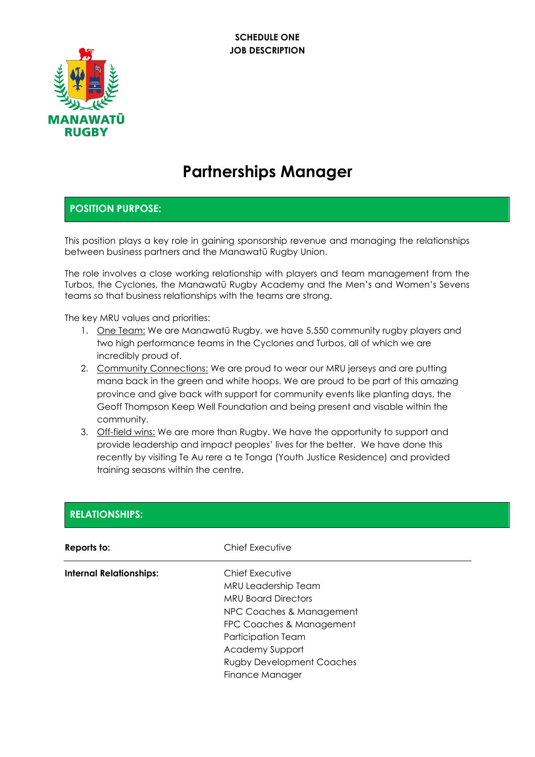**SCHEDULE ONE**
**JOB DESCRIPTION**

MANAWATŪ RUGBY

# Partnerships Manager

## POSITION PURPOSE:

This position plays a key role in gaining sponsorship revenue and managing the relationships between business partners and the Manawatū Rugby Union.

The role involves a close working relationship with players and team management from the Turbos, the Cyclones, the Manawatū Rugby Academy and the Men's and Women's Sevens teams so that business relationships with the teams are strong.

The key MRU values and priorities:

1. One Team: We are Manawatū Rugby, we have 5,550 community rugby players and two high performance teams in the Cyclones and Turbos, all of which we are incredibly proud of.
2. Community Connections: We are proud to wear our MRU jerseys and are putting mana back in the green and white hoops. We are proud to be part of this amazing province and give back with support for community events like planting days, the Geoff Thompson Keep Well Foundation and being present and visable within the community.
3. Off-field wins: We are more than Rugby. We have the opportunity to support and provide leadership and impact peoples' lives for the better. We have done this recently by visiting Te Au rere a te Tonga (Youth Justice Residence) and provided training seasons within the centre.

## RELATIONSHIPS:

| | |
|---|---|
| **Reports to:** | Chief Executive |
| **Internal Relationships:** | Chief Executive<br>MRU Leadership Team<br>MRU Board Directors<br>NPC Coaches & Management<br>FPC Coaches & Management<br>Participation Team<br>Academy Support<br>Rugby Development Coaches<br>Finance Manager |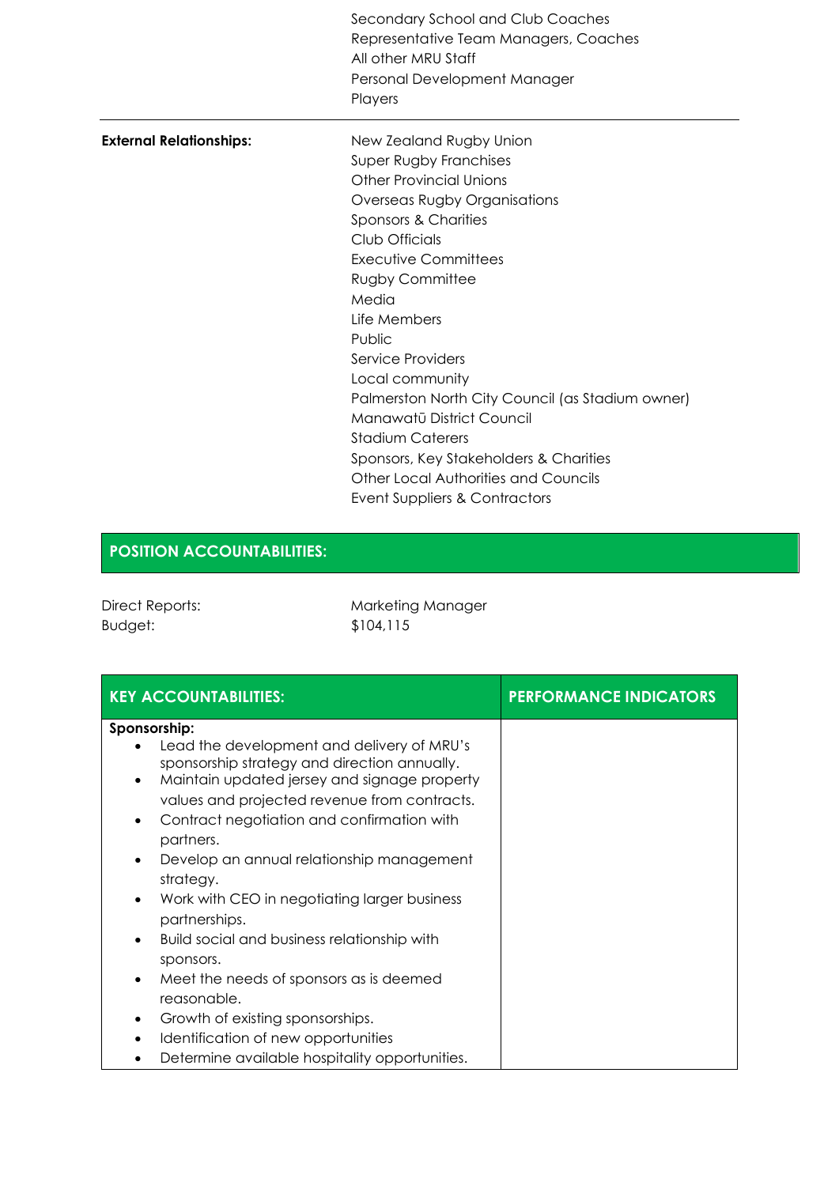| | |
|---|---|
| | Secondary School and Club Coaches<br>Representative Team Managers, Coaches<br>All other MRU Staff<br>Personal Development Manager<br>Players |
| **External Relationships:** | New Zealand Rugby Union<br>Super Rugby Franchises<br>Other Provincial Unions<br>Overseas Rugby Organisations<br>Sponsors & Charities<br>Club Officials<br>Executive Committees<br>Rugby Committee<br>Media<br>Life Members<br>Public<br>Service Providers<br>Local community<br>Palmerston North City Council (as Stadium owner)<br>Manawatū District Council<br>Stadium Caterers<br>Sponsors, Key Stakeholders & Charities<br>Other Local Authorities and Councils<br>Event Suppliers & Contractors |

## POSITION ACCOUNTABILITIES:

| | |
|---|---|
| Direct Reports: | Marketing Manager |
| Budget: | $104,115 |

| KEY ACCOUNTABILITIES: | PERFORMANCE INDICATORS |
|---|---|
| **Sponsorship:**<br>• Lead the development and delivery of MRU's sponsorship strategy and direction annually.<br>• Maintain updated jersey and signage property values and projected revenue from contracts.<br>• Contract negotiation and confirmation with partners.<br>• Develop an annual relationship management strategy.<br>• Work with CEO in negotiating larger business partnerships.<br>• Build social and business relationship with sponsors.<br>• Meet the needs of sponsors as is deemed reasonable.<br>• Growth of existing sponsorships.<br>• Identification of new opportunities<br>• Determine available hospitality opportunities. | |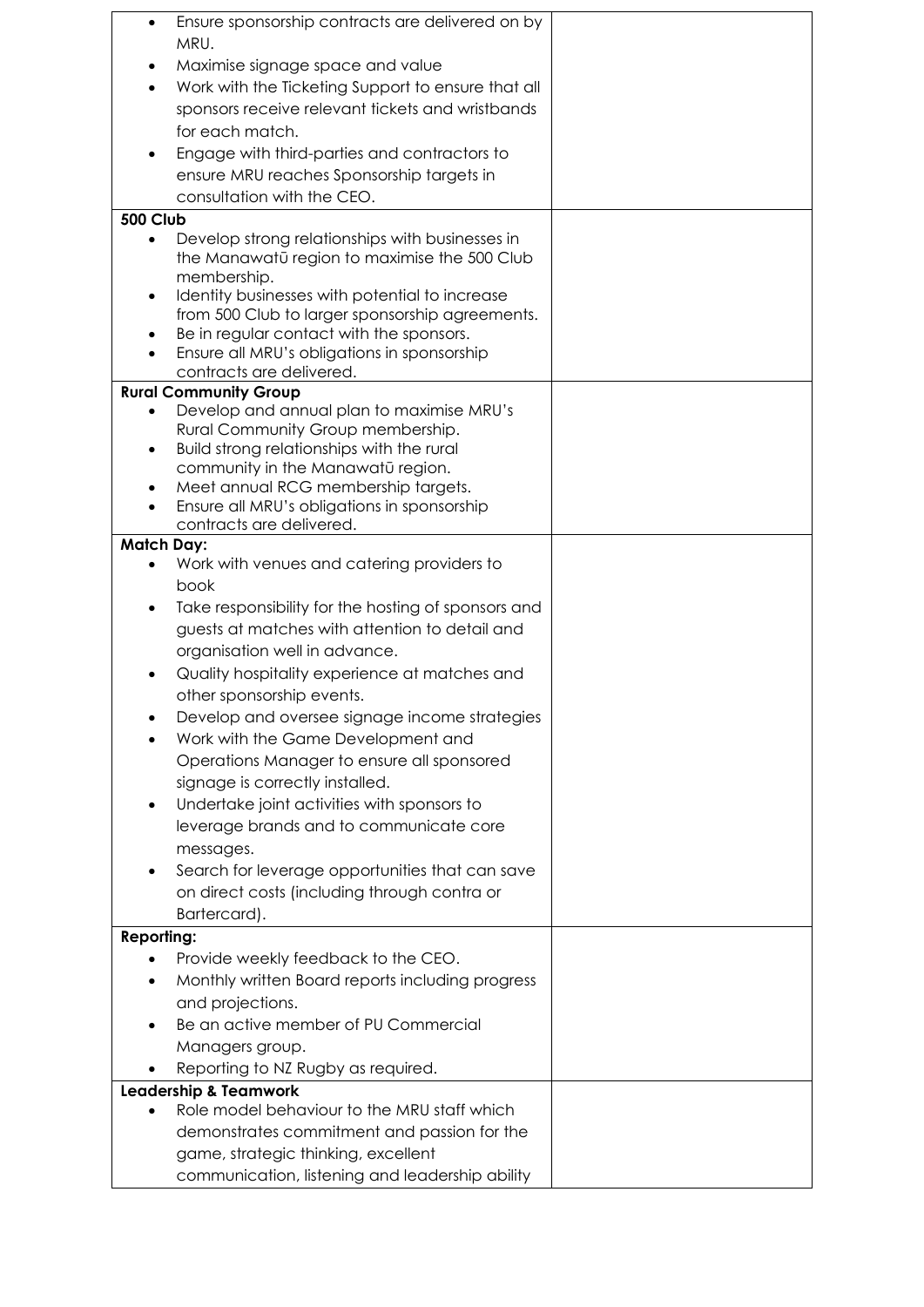| | |
|---|---|
| • Ensure sponsorship contracts are delivered on by MRU.<br>• Maximise signage space and value<br>• Work with the Ticketing Support to ensure that all sponsors receive relevant tickets and wristbands for each match.<br>• Engage with third-parties and contractors to ensure MRU reaches Sponsorship targets in consultation with the CEO. | |
| **500 Club**<br>• Develop strong relationships with businesses in the Manawatū region to maximise the 500 Club membership.<br>• Identity businesses with potential to increase from 500 Club to larger sponsorship agreements.<br>• Be in regular contact with the sponsors.<br>• Ensure all MRU's obligations in sponsorship contracts are delivered. | |
| **Rural Community Group**<br>• Develop and annual plan to maximise MRU's Rural Community Group membership.<br>• Build strong relationships with the rural community in the Manawatū region.<br>• Meet annual RCG membership targets.<br>• Ensure all MRU's obligations in sponsorship contracts are delivered. | |
| **Match Day:**<br>• Work with venues and catering providers to book<br>• Take responsibility for the hosting of sponsors and guests at matches with attention to detail and organisation well in advance.<br>• Quality hospitality experience at matches and other sponsorship events.<br>• Develop and oversee signage income strategies<br>• Work with the Game Development and Operations Manager to ensure all sponsored signage is correctly installed.<br>• Undertake joint activities with sponsors to leverage brands and to communicate core messages.<br>• Search for leverage opportunities that can save on direct costs (including through contra or Bartercard). | |
| **Reporting:**<br>• Provide weekly feedback to the CEO.<br>• Monthly written Board reports including progress and projections.<br>• Be an active member of PU Commercial Managers group.<br>• Reporting to NZ Rugby as required. | |
| **Leadership & Teamwork**<br>• Role model behaviour to the MRU staff which demonstrates commitment and passion for the game, strategic thinking, excellent communication, listening and leadership ability | |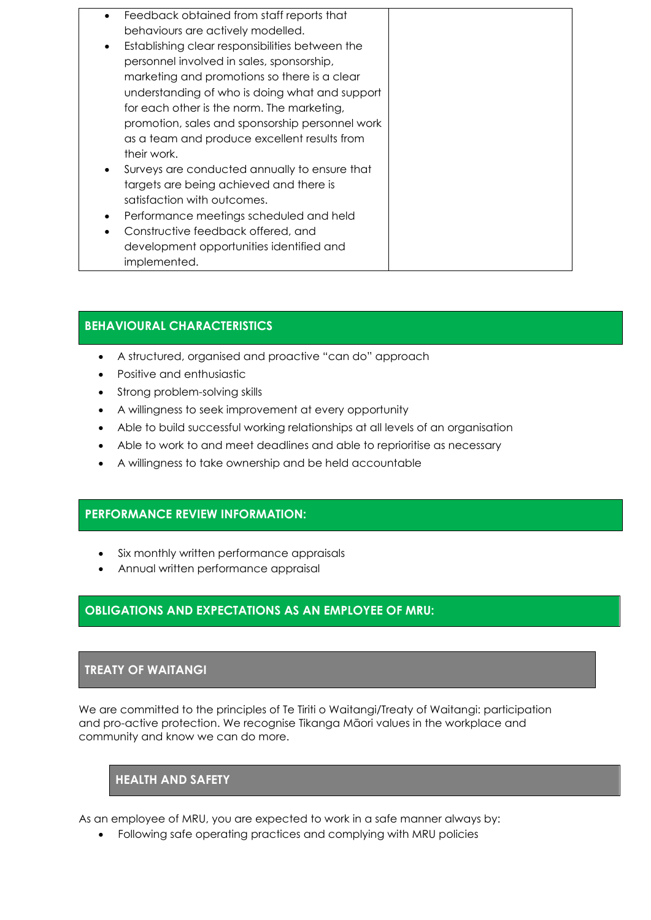| | |
|---|---|
| <ul><li>Feedback obtained from staff reports that behaviours are actively modelled.</li><li>Establishing clear responsibilities between the personnel involved in sales, sponsorship, marketing and promotions so there is a clear understanding of who is doing what and support for each other is the norm. The marketing, promotion, sales and sponsorship personnel work as a team and produce excellent results from their work.</li><li>Surveys are conducted annually to ensure that targets are being achieved and there is satisfaction with outcomes.</li><li>Performance meetings scheduled and held</li><li>Constructive feedback offered, and development opportunities identified and implemented.</li></ul> | |

## BEHAVIOURAL CHARACTERISTICS

- A structured, organised and proactive "can do" approach
- Positive and enthusiastic
- Strong problem-solving skills
- A willingness to seek improvement at every opportunity
- Able to build successful working relationships at all levels of an organisation
- Able to work to and meet deadlines and able to reprioritise as necessary
- A willingness to take ownership and be held accountable

## PERFORMANCE REVIEW INFORMATION:

- Six monthly written performance appraisals
- Annual written performance appraisal

## OBLIGATIONS AND EXPECTATIONS AS AN EMPLOYEE OF MRU:

### TREATY OF WAITANGI

We are committed to the principles of Te Tiriti o Waitangi/Treaty of Waitangi: participation and pro-active protection. We recognise Tikanga Māori values in the workplace and community and know we can do more.

### HEALTH AND SAFETY

As an employee of MRU, you are expected to work in a safe manner always by:

- Following safe operating practices and complying with MRU policies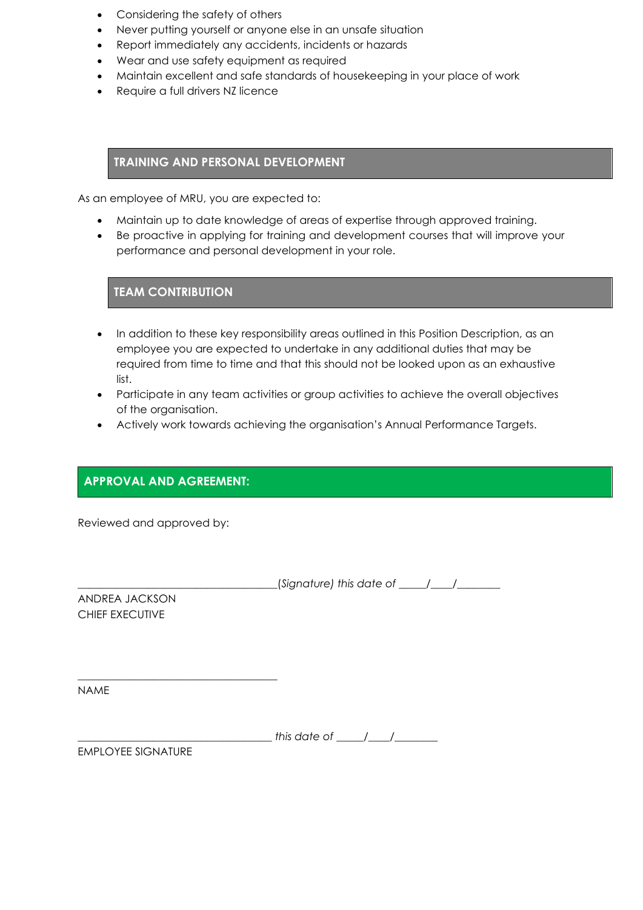- Considering the safety of others
- Never putting yourself or anyone else in an unsafe situation
- Report immediately any accidents, incidents or hazards
- Wear and use safety equipment as required
- Maintain excellent and safe standards of housekeeping in your place of work
- Require a full drivers NZ licence

## TRAINING AND PERSONAL DEVELOPMENT

As an employee of MRU, you are expected to:

- Maintain up to date knowledge of areas of expertise through approved training.
- Be proactive in applying for training and development courses that will improve your performance and personal development in your role.

## TEAM CONTRIBUTION

- In addition to these key responsibility areas outlined in this Position Description, as an employee you are expected to undertake in any additional duties that may be required from time to time and that this should not be looked upon as an exhaustive list.
- Participate in any team activities or group activities to achieve the overall objectives of the organisation.
- Actively work towards achieving the organisation's Annual Performance Targets.

## APPROVAL AND AGREEMENT:

Reviewed and approved by:

___________________________________(*Signature) this date of* _____/____/________

ANDREA JACKSON
CHIEF EXECUTIVE

___________________________________

NAME

___________________________________ *this date of* _____/____/________

EMPLOYEE SIGNATURE